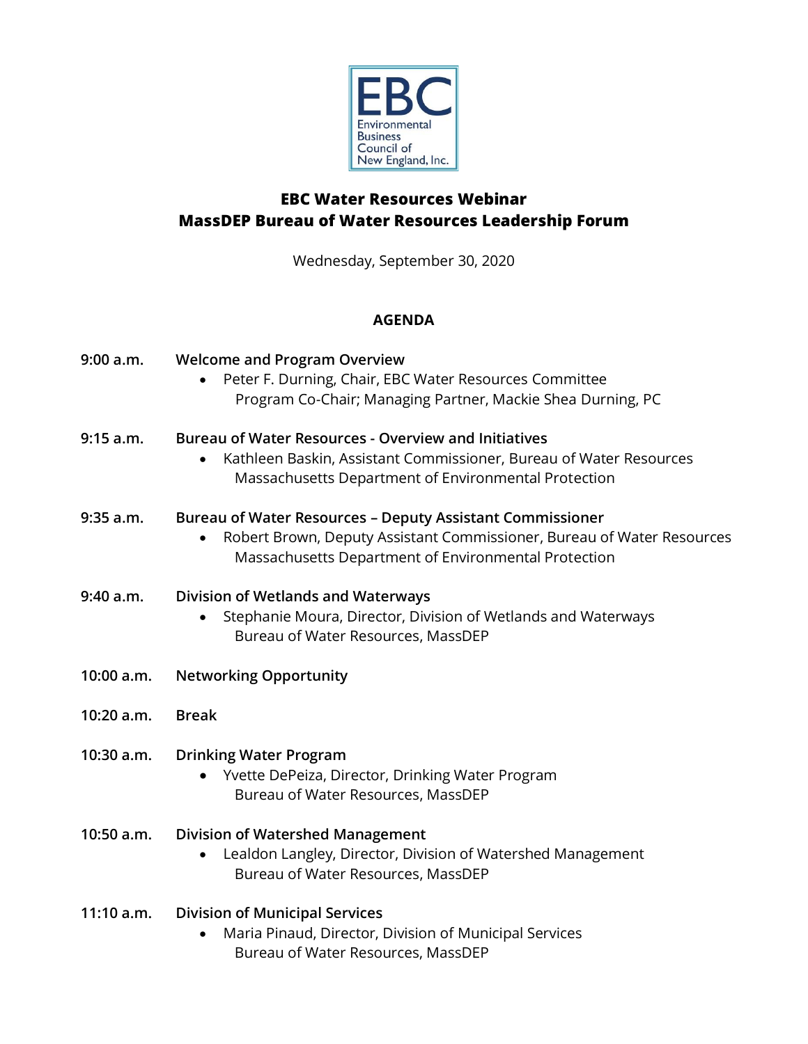EBC
Environmental Business Council of New England, Inc.

# EBC Water Resources Webinar
# MassDEP Bureau of Water Resources Leadership Forum

Wednesday, September 30, 2020

## AGENDA

**9:00 a.m.** **Welcome and Program Overview**

- Peter F. Durning, Chair, EBC Water Resources Committee
  Program Co-Chair; Managing Partner, Mackie Shea Durning, PC

**9:15 a.m.** **Bureau of Water Resources - Overview and Initiatives**

- Kathleen Baskin, Assistant Commissioner, Bureau of Water Resources
  Massachusetts Department of Environmental Protection

**9:35 a.m.** **Bureau of Water Resources – Deputy Assistant Commissioner**

- Robert Brown, Deputy Assistant Commissioner, Bureau of Water Resources
  Massachusetts Department of Environmental Protection

**9:40 a.m.** **Division of Wetlands and Waterways**

- Stephanie Moura, Director, Division of Wetlands and Waterways
  Bureau of Water Resources, MassDEP

**10:00 a.m.** **Networking Opportunity**

**10:20 a.m.** **Break**

**10:30 a.m.** **Drinking Water Program**

- Yvette DePeiza, Director, Drinking Water Program
  Bureau of Water Resources, MassDEP

**10:50 a.m.** **Division of Watershed Management**

- Lealdon Langley, Director, Division of Watershed Management
  Bureau of Water Resources, MassDEP

**11:10 a.m.** **Division of Municipal Services**

- Maria Pinaud, Director, Division of Municipal Services
  Bureau of Water Resources, MassDEP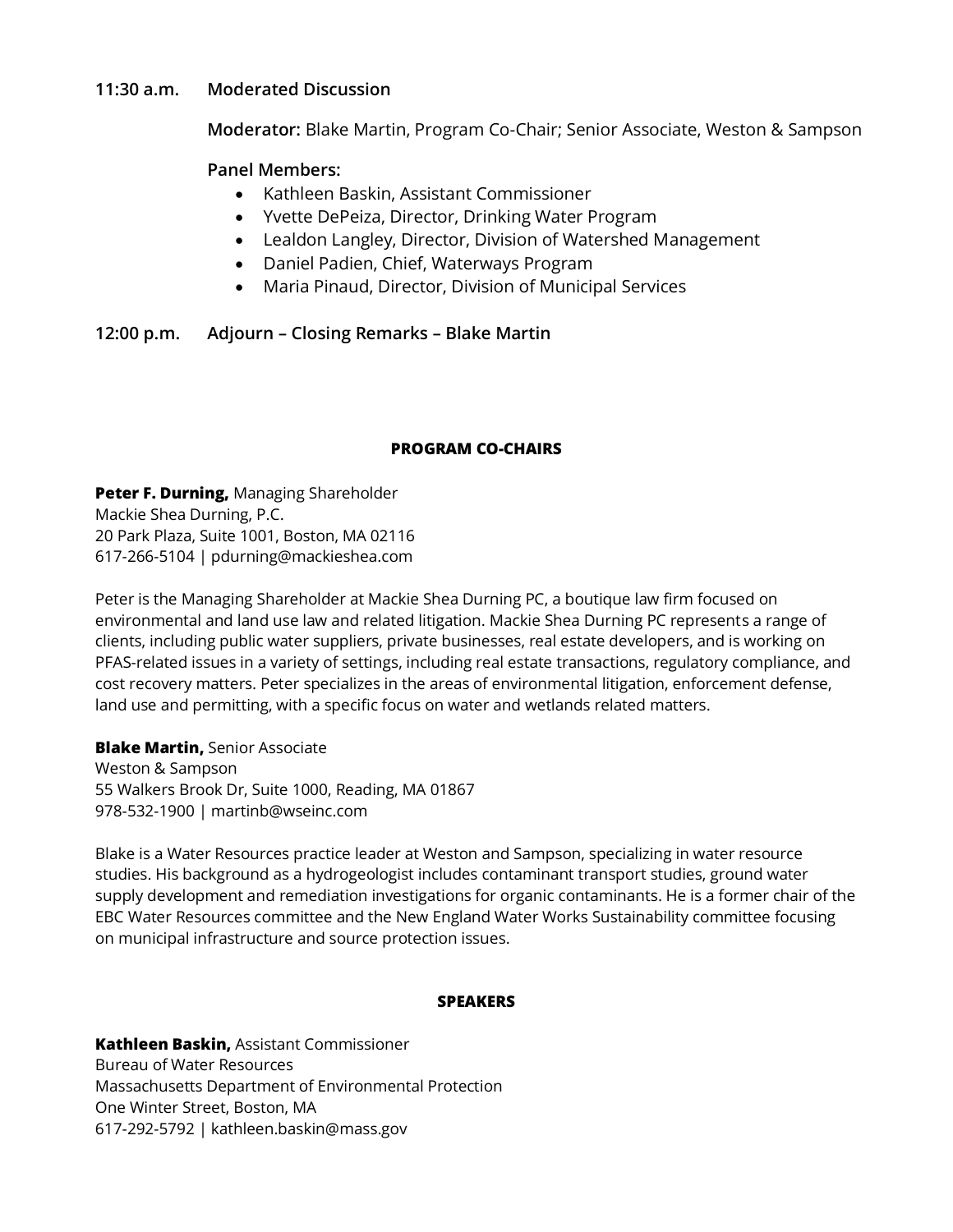**11:30 a.m.** **Moderated Discussion**

**Moderator:** Blake Martin, Program Co-Chair; Senior Associate, Weston & Sampson

**Panel Members:**

- Kathleen Baskin, Assistant Commissioner
- Yvette DePeiza, Director, Drinking Water Program
- Lealdon Langley, Director, Division of Watershed Management
- Daniel Padien, Chief, Waterways Program
- Maria Pinaud, Director, Division of Municipal Services

**12:00 p.m.** **Adjourn – Closing Remarks – Blake Martin**

## PROGRAM CO-CHAIRS

**Peter F. Durning,** Managing Shareholder
Mackie Shea Durning, P.C.
20 Park Plaza, Suite 1001, Boston, MA 02116
617-266-5104 | pdurning@mackieshea.com

Peter is the Managing Shareholder at Mackie Shea Durning PC, a boutique law firm focused on environmental and land use law and related litigation. Mackie Shea Durning PC represents a range of clients, including public water suppliers, private businesses, real estate developers, and is working on PFAS-related issues in a variety of settings, including real estate transactions, regulatory compliance, and cost recovery matters. Peter specializes in the areas of environmental litigation, enforcement defense, land use and permitting, with a specific focus on water and wetlands related matters.

**Blake Martin,** Senior Associate
Weston & Sampson
55 Walkers Brook Dr, Suite 1000, Reading, MA 01867
978-532-1900 | martinb@wseinc.com

Blake is a Water Resources practice leader at Weston and Sampson, specializing in water resource studies. His background as a hydrogeologist includes contaminant transport studies, ground water supply development and remediation investigations for organic contaminants. He is a former chair of the EBC Water Resources committee and the New England Water Works Sustainability committee focusing on municipal infrastructure and source protection issues.

## SPEAKERS

**Kathleen Baskin,** Assistant Commissioner
Bureau of Water Resources
Massachusetts Department of Environmental Protection
One Winter Street, Boston, MA
617-292-5792 | kathleen.baskin@mass.gov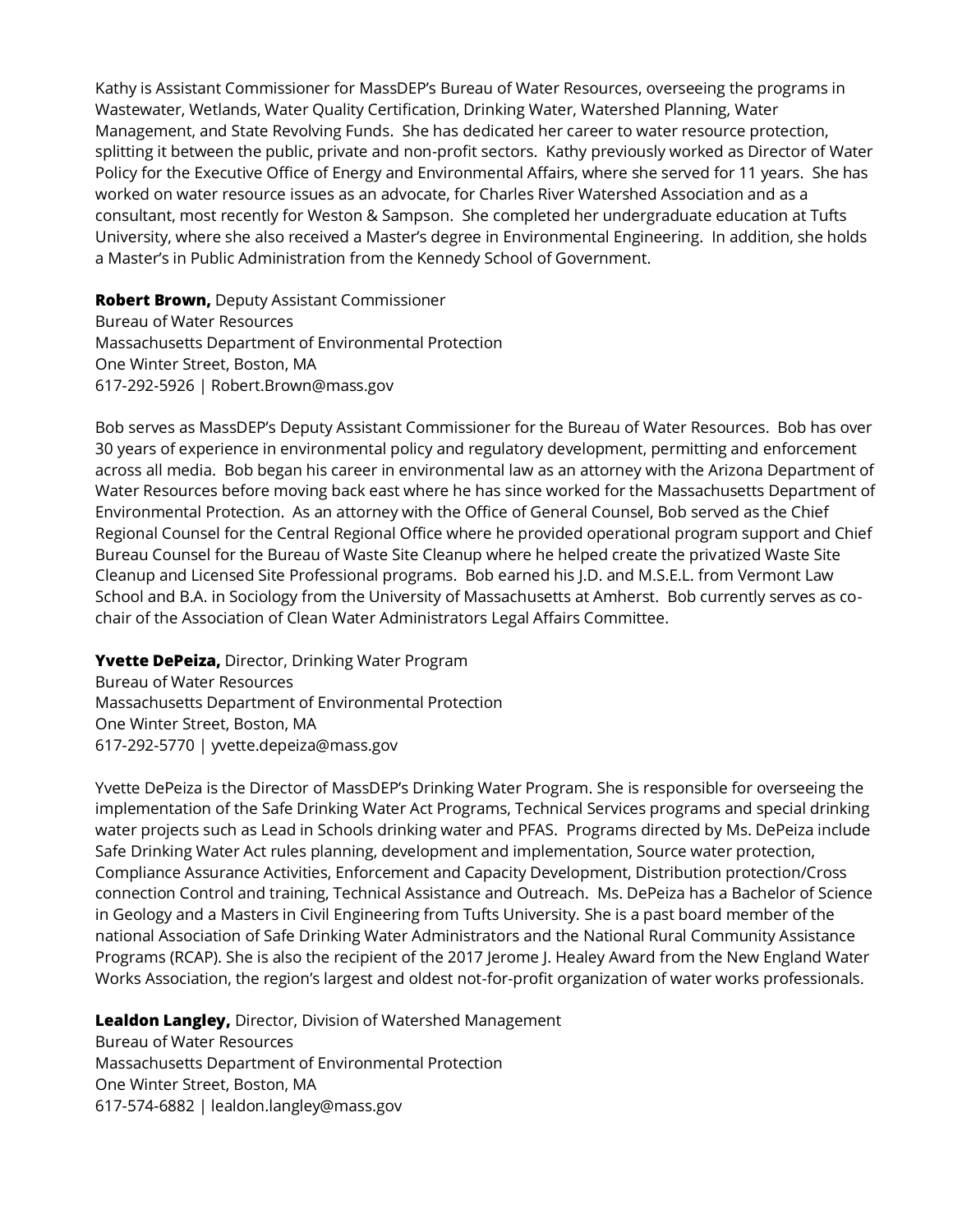Kathy is Assistant Commissioner for MassDEP's Bureau of Water Resources, overseeing the programs in Wastewater, Wetlands, Water Quality Certification, Drinking Water, Watershed Planning, Water Management, and State Revolving Funds. She has dedicated her career to water resource protection, splitting it between the public, private and non-profit sectors. Kathy previously worked as Director of Water Policy for the Executive Office of Energy and Environmental Affairs, where she served for 11 years. She has worked on water resource issues as an advocate, for Charles River Watershed Association and as a consultant, most recently for Weston & Sampson. She completed her undergraduate education at Tufts University, where she also received a Master's degree in Environmental Engineering. In addition, she holds a Master's in Public Administration from the Kennedy School of Government.

**Robert Brown,** Deputy Assistant Commissioner
Bureau of Water Resources
Massachusetts Department of Environmental Protection
One Winter Street, Boston, MA
617-292-5926 | Robert.Brown@mass.gov

Bob serves as MassDEP's Deputy Assistant Commissioner for the Bureau of Water Resources. Bob has over 30 years of experience in environmental policy and regulatory development, permitting and enforcement across all media. Bob began his career in environmental law as an attorney with the Arizona Department of Water Resources before moving back east where he has since worked for the Massachusetts Department of Environmental Protection. As an attorney with the Office of General Counsel, Bob served as the Chief Regional Counsel for the Central Regional Office where he provided operational program support and Chief Bureau Counsel for the Bureau of Waste Site Cleanup where he helped create the privatized Waste Site Cleanup and Licensed Site Professional programs. Bob earned his J.D. and M.S.E.L. from Vermont Law School and B.A. in Sociology from the University of Massachusetts at Amherst. Bob currently serves as co-chair of the Association of Clean Water Administrators Legal Affairs Committee.

**Yvette DePeiza,** Director, Drinking Water Program
Bureau of Water Resources
Massachusetts Department of Environmental Protection
One Winter Street, Boston, MA
617-292-5770 | yvette.depeiza@mass.gov

Yvette DePeiza is the Director of MassDEP's Drinking Water Program. She is responsible for overseeing the implementation of the Safe Drinking Water Act Programs, Technical Services programs and special drinking water projects such as Lead in Schools drinking water and PFAS. Programs directed by Ms. DePeiza include Safe Drinking Water Act rules planning, development and implementation, Source water protection, Compliance Assurance Activities, Enforcement and Capacity Development, Distribution protection/Cross connection Control and training, Technical Assistance and Outreach. Ms. DePeiza has a Bachelor of Science in Geology and a Masters in Civil Engineering from Tufts University. She is a past board member of the national Association of Safe Drinking Water Administrators and the National Rural Community Assistance Programs (RCAP). She is also the recipient of the 2017 Jerome J. Healey Award from the New England Water Works Association, the region's largest and oldest not-for-profit organization of water works professionals.

**Lealdon Langley,** Director, Division of Watershed Management
Bureau of Water Resources
Massachusetts Department of Environmental Protection
One Winter Street, Boston, MA
617-574-6882 | lealdon.langley@mass.gov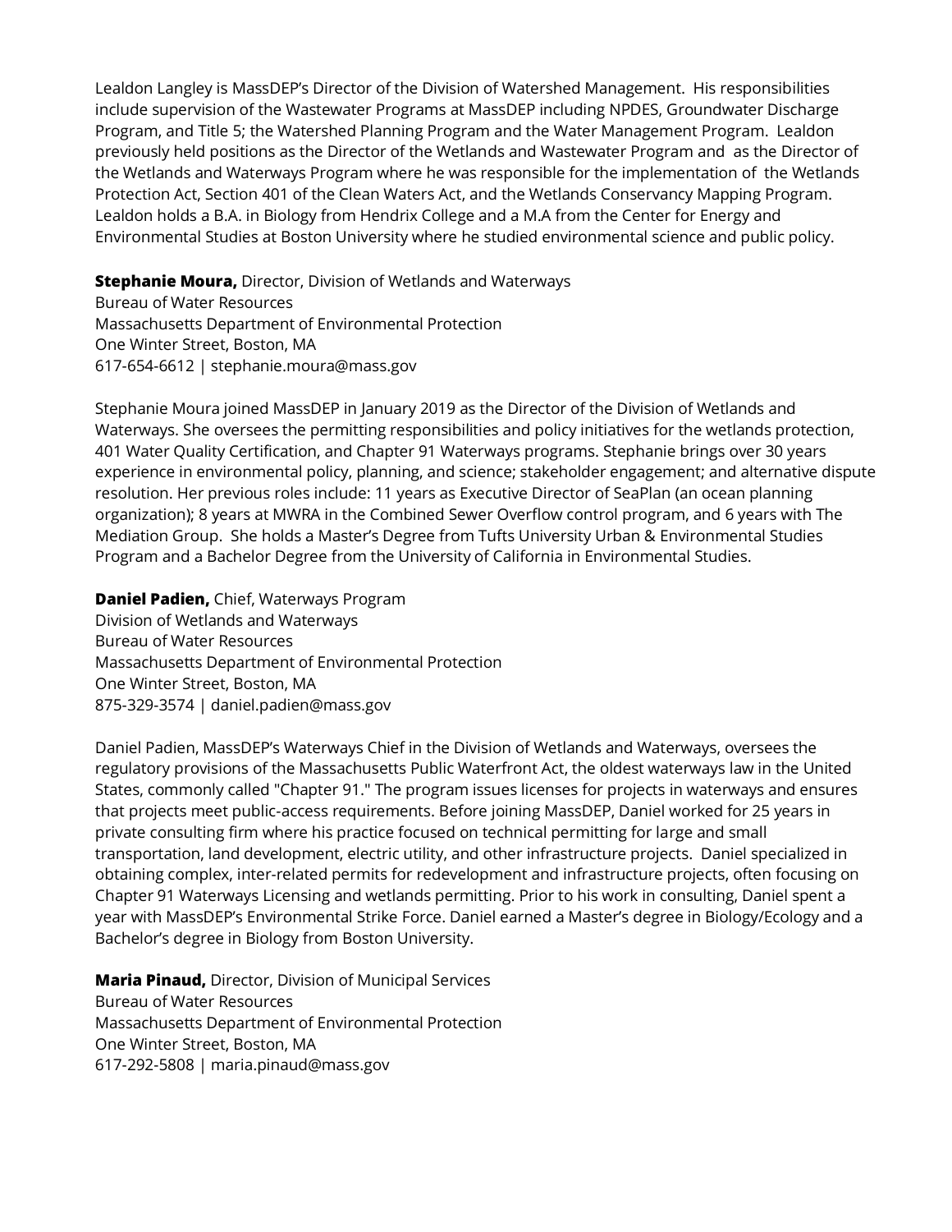Lealdon Langley is MassDEP's Director of the Division of Watershed Management. His responsibilities include supervision of the Wastewater Programs at MassDEP including NPDES, Groundwater Discharge Program, and Title 5; the Watershed Planning Program and the Water Management Program. Lealdon previously held positions as the Director of the Wetlands and Wastewater Program and as the Director of the Wetlands and Waterways Program where he was responsible for the implementation of the Wetlands Protection Act, Section 401 of the Clean Waters Act, and the Wetlands Conservancy Mapping Program. Lealdon holds a B.A. in Biology from Hendrix College and a M.A from the Center for Energy and Environmental Studies at Boston University where he studied environmental science and public policy.

**Stephanie Moura,** Director, Division of Wetlands and Waterways
Bureau of Water Resources
Massachusetts Department of Environmental Protection
One Winter Street, Boston, MA
617-654-6612 | stephanie.moura@mass.gov

Stephanie Moura joined MassDEP in January 2019 as the Director of the Division of Wetlands and Waterways. She oversees the permitting responsibilities and policy initiatives for the wetlands protection, 401 Water Quality Certification, and Chapter 91 Waterways programs. Stephanie brings over 30 years experience in environmental policy, planning, and science; stakeholder engagement; and alternative dispute resolution. Her previous roles include: 11 years as Executive Director of SeaPlan (an ocean planning organization); 8 years at MWRA in the Combined Sewer Overflow control program, and 6 years with The Mediation Group. She holds a Master's Degree from Tufts University Urban & Environmental Studies Program and a Bachelor Degree from the University of California in Environmental Studies.

**Daniel Padien,** Chief, Waterways Program
Division of Wetlands and Waterways
Bureau of Water Resources
Massachusetts Department of Environmental Protection
One Winter Street, Boston, MA
875-329-3574 | daniel.padien@mass.gov

Daniel Padien, MassDEP's Waterways Chief in the Division of Wetlands and Waterways, oversees the regulatory provisions of the Massachusetts Public Waterfront Act, the oldest waterways law in the United States, commonly called "Chapter 91." The program issues licenses for projects in waterways and ensures that projects meet public-access requirements. Before joining MassDEP, Daniel worked for 25 years in private consulting firm where his practice focused on technical permitting for large and small transportation, land development, electric utility, and other infrastructure projects. Daniel specialized in obtaining complex, inter-related permits for redevelopment and infrastructure projects, often focusing on Chapter 91 Waterways Licensing and wetlands permitting. Prior to his work in consulting, Daniel spent a year with MassDEP's Environmental Strike Force. Daniel earned a Master's degree in Biology/Ecology and a Bachelor's degree in Biology from Boston University.

**Maria Pinaud,** Director, Division of Municipal Services
Bureau of Water Resources
Massachusetts Department of Environmental Protection
One Winter Street, Boston, MA
617-292-5808 | maria.pinaud@mass.gov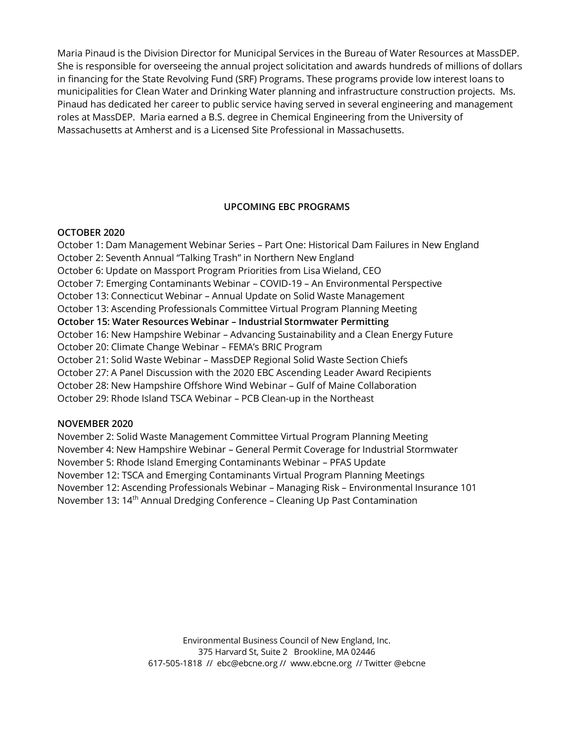Maria Pinaud is the Division Director for Municipal Services in the Bureau of Water Resources at MassDEP. She is responsible for overseeing the annual project solicitation and awards hundreds of millions of dollars in financing for the State Revolving Fund (SRF) Programs. These programs provide low interest loans to municipalities for Clean Water and Drinking Water planning and infrastructure construction projects. Ms. Pinaud has dedicated her career to public service having served in several engineering and management roles at MassDEP. Maria earned a B.S. degree in Chemical Engineering from the University of Massachusetts at Amherst and is a Licensed Site Professional in Massachusetts.

## UPCOMING EBC PROGRAMS

**OCTOBER 2020**

October 1: Dam Management Webinar Series – Part One: Historical Dam Failures in New England
October 2: Seventh Annual "Talking Trash" in Northern New England
October 6: Update on Massport Program Priorities from Lisa Wieland, CEO
October 7: Emerging Contaminants Webinar – COVID-19 – An Environmental Perspective
October 13: Connecticut Webinar – Annual Update on Solid Waste Management
October 13: Ascending Professionals Committee Virtual Program Planning Meeting
**October 15: Water Resources Webinar – Industrial Stormwater Permitting**
October 16: New Hampshire Webinar – Advancing Sustainability and a Clean Energy Future
October 20: Climate Change Webinar – FEMA's BRIC Program
October 21: Solid Waste Webinar – MassDEP Regional Solid Waste Section Chiefs
October 27: A Panel Discussion with the 2020 EBC Ascending Leader Award Recipients
October 28: New Hampshire Offshore Wind Webinar – Gulf of Maine Collaboration
October 29: Rhode Island TSCA Webinar – PCB Clean-up in the Northeast

**NOVEMBER 2020**

November 2: Solid Waste Management Committee Virtual Program Planning Meeting
November 4: New Hampshire Webinar – General Permit Coverage for Industrial Stormwater
November 5: Rhode Island Emerging Contaminants Webinar – PFAS Update
November 12: TSCA and Emerging Contaminants Virtual Program Planning Meetings
November 12: Ascending Professionals Webinar – Managing Risk – Environmental Insurance 101
November 13: 14th Annual Dredging Conference – Cleaning Up Past Contamination

Environmental Business Council of New England, Inc.
375 Harvard St, Suite 2 Brookline, MA 02446
617-505-1818 // ebc@ebcne.org // www.ebcne.org // Twitter @ebcne